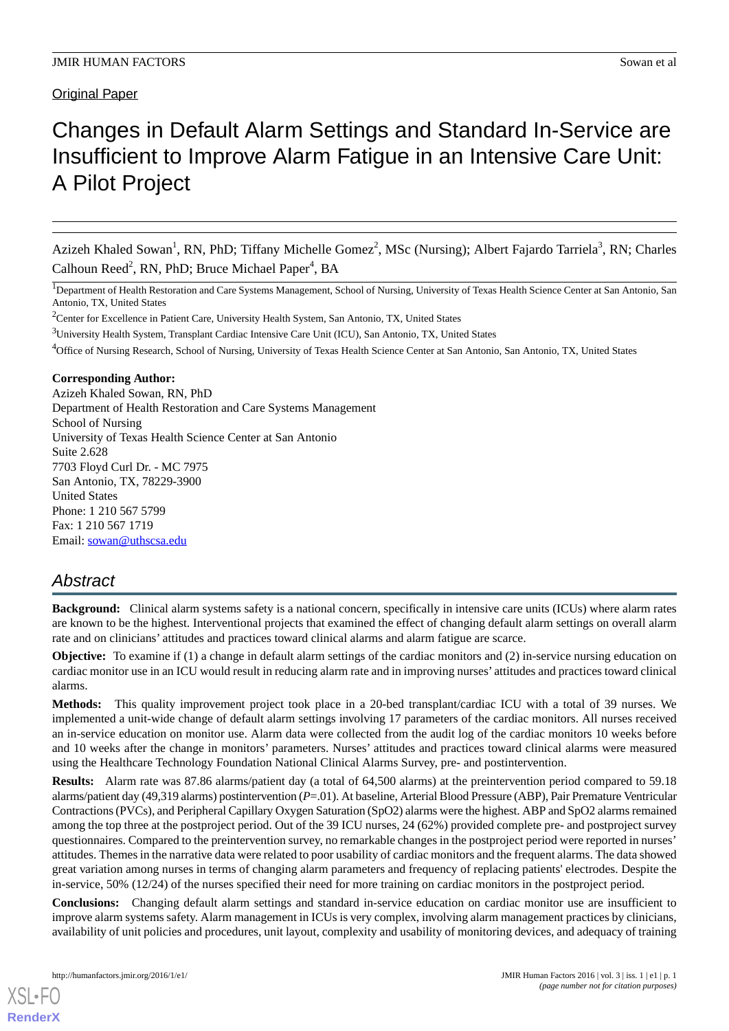Original Paper

# Changes in Default Alarm Settings and Standard In-Service are Insufficient to Improve Alarm Fatigue in an Intensive Care Unit: A Pilot Project

Azizeh Khaled Sowan[1], RN, PhD; Tiffany Michelle Gomez[2], MSc (Nursing); Albert Fajardo Tarriela[3], RN; Charles Calhoun Reed[2], RN, PhD; Bruce Michael Paper[4], BA

[1]Department of Health Restoration and Care Systems Management, School of Nursing, University of Texas Health Science Center at San Antonio, San Antonio, TX, United States

[2]Center for Excellence in Patient Care, University Health System, San Antonio, TX, United States

[3]University Health System, Transplant Cardiac Intensive Care Unit (ICU), San Antonio, TX, United States

[4]Office of Nursing Research, School of Nursing, University of Texas Health Science Center at San Antonio, San Antonio, TX, United States

**Corresponding Author:**
Azizeh Khaled Sowan, RN, PhD
Department of Health Restoration and Care Systems Management
School of Nursing
University of Texas Health Science Center at San Antonio
Suite 2.628
7703 Floyd Curl Dr. - MC 7975
San Antonio, TX, 78229-3900
United States
Phone: 1 210 567 5799
Fax: 1 210 567 1719
Email: sowan@uthscsa.edu

## Abstract

**Background:** Clinical alarm systems safety is a national concern, specifically in intensive care units (ICUs) where alarm rates are known to be the highest. Interventional projects that examined the effect of changing default alarm settings on overall alarm rate and on clinicians' attitudes and practices toward clinical alarms and alarm fatigue are scarce.

**Objective:** To examine if (1) a change in default alarm settings of the cardiac monitors and (2) in-service nursing education on cardiac monitor use in an ICU would result in reducing alarm rate and in improving nurses' attitudes and practices toward clinical alarms.

**Methods:** This quality improvement project took place in a 20-bed transplant/cardiac ICU with a total of 39 nurses. We implemented a unit-wide change of default alarm settings involving 17 parameters of the cardiac monitors. All nurses received an in-service education on monitor use. Alarm data were collected from the audit log of the cardiac monitors 10 weeks before and 10 weeks after the change in monitors' parameters. Nurses' attitudes and practices toward clinical alarms were measured using the Healthcare Technology Foundation National Clinical Alarms Survey, pre- and postintervention.

**Results:** Alarm rate was 87.86 alarms/patient day (a total of 64,500 alarms) at the preintervention period compared to 59.18 alarms/patient day (49,319 alarms) postintervention ($P$=.01). At baseline, Arterial Blood Pressure (ABP), Pair Premature Ventricular Contractions (PVCs), and Peripheral Capillary Oxygen Saturation (SpO2) alarms were the highest. ABP and SpO2 alarms remained among the top three at the postproject period. Out of the 39 ICU nurses, 24 (62%) provided complete pre- and postproject survey questionnaires. Compared to the preintervention survey, no remarkable changes in the postproject period were reported in nurses' attitudes. Themes in the narrative data were related to poor usability of cardiac monitors and the frequent alarms. The data showed great variation among nurses in terms of changing alarm parameters and frequency of replacing patients' electrodes. Despite the in-service, 50% (12/24) of the nurses specified their need for more training on cardiac monitors in the postproject period.

**Conclusions:** Changing default alarm settings and standard in-service education on cardiac monitor use are insufficient to improve alarm systems safety. Alarm management in ICUs is very complex, involving alarm management practices by clinicians, availability of unit policies and procedures, unit layout, complexity and usability of monitoring devices, and adequacy of training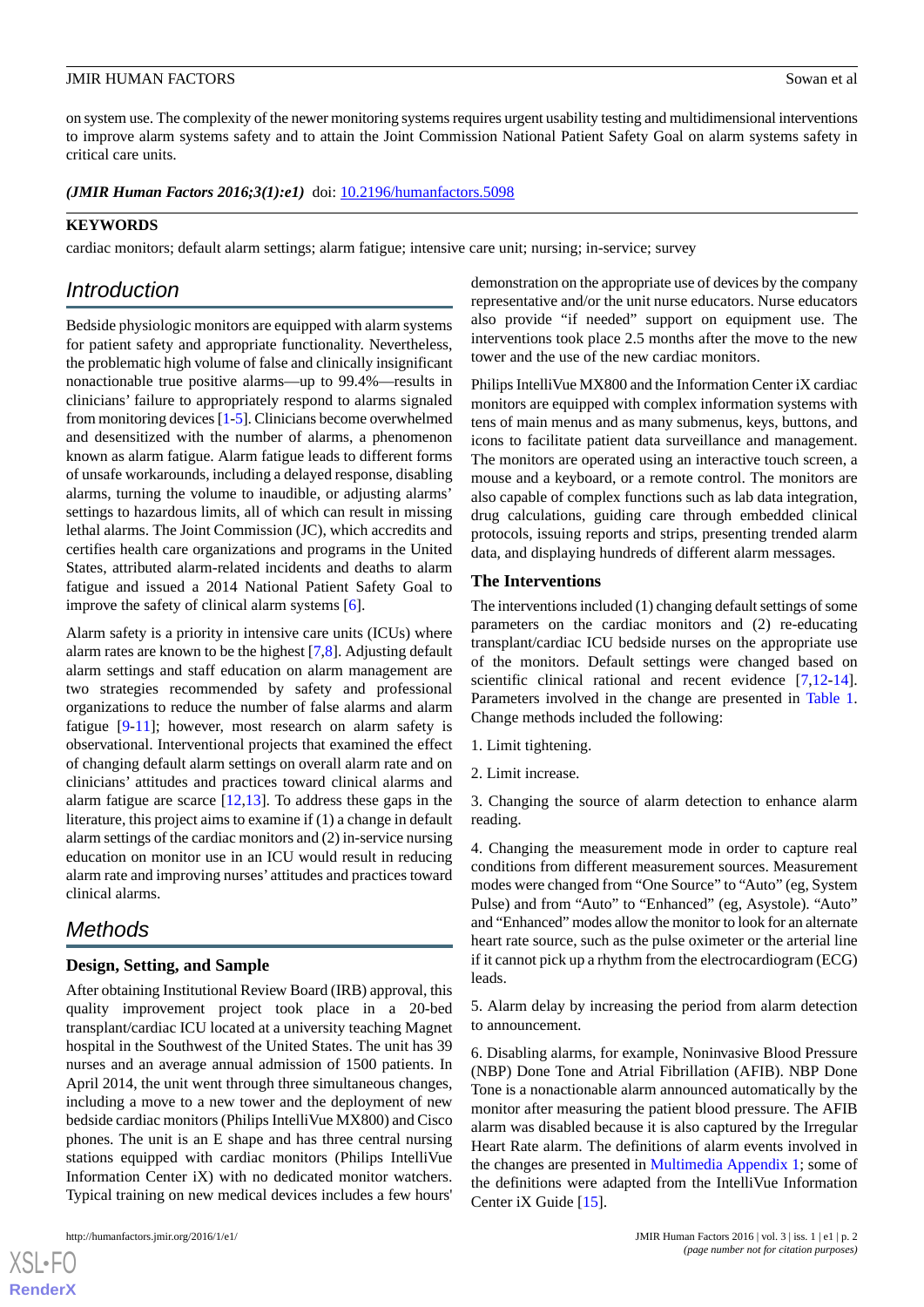on system use. The complexity of the newer monitoring systems requires urgent usability testing and multidimensional interventions to improve alarm systems safety and to attain the Joint Commission National Patient Safety Goal on alarm systems safety in critical care units.

***(JMIR Human Factors 2016;3(1):e1)*** doi: 10.2196/humanfactors.5098

**KEYWORDS**

cardiac monitors; default alarm settings; alarm fatigue; intensive care unit; nursing; in-service; survey

## Introduction

Bedside physiologic monitors are equipped with alarm systems for patient safety and appropriate functionality. Nevertheless, the problematic high volume of false and clinically insignificant nonactionable true positive alarms—up to 99.4%—results in clinicians' failure to appropriately respond to alarms signaled from monitoring devices [1-5]. Clinicians become overwhelmed and desensitized with the number of alarms, a phenomenon known as alarm fatigue. Alarm fatigue leads to different forms of unsafe workarounds, including a delayed response, disabling alarms, turning the volume to inaudible, or adjusting alarms' settings to hazardous limits, all of which can result in missing lethal alarms. The Joint Commission (JC), which accredits and certifies health care organizations and programs in the United States, attributed alarm-related incidents and deaths to alarm fatigue and issued a 2014 National Patient Safety Goal to improve the safety of clinical alarm systems [6].

Alarm safety is a priority in intensive care units (ICUs) where alarm rates are known to be the highest [7,8]. Adjusting default alarm settings and staff education on alarm management are two strategies recommended by safety and professional organizations to reduce the number of false alarms and alarm fatigue [9-11]; however, most research on alarm safety is observational. Interventional projects that examined the effect of changing default alarm settings on overall alarm rate and on clinicians' attitudes and practices toward clinical alarms and alarm fatigue are scarce [12,13]. To address these gaps in the literature, this project aims to examine if (1) a change in default alarm settings of the cardiac monitors and (2) in-service nursing education on monitor use in an ICU would result in reducing alarm rate and improving nurses' attitudes and practices toward clinical alarms.

## Methods

### Design, Setting, and Sample

After obtaining Institutional Review Board (IRB) approval, this quality improvement project took place in a 20-bed transplant/cardiac ICU located at a university teaching Magnet hospital in the Southwest of the United States. The unit has 39 nurses and an average annual admission of 1500 patients. In April 2014, the unit went through three simultaneous changes, including a move to a new tower and the deployment of new bedside cardiac monitors (Philips IntelliVue MX800) and Cisco phones. The unit is an E shape and has three central nursing stations equipped with cardiac monitors (Philips IntelliVue Information Center iX) with no dedicated monitor watchers. Typical training on new medical devices includes a few hours' demonstration on the appropriate use of devices by the company representative and/or the unit nurse educators. Nurse educators also provide "if needed" support on equipment use. The interventions took place 2.5 months after the move to the new tower and the use of the new cardiac monitors.

Philips IntelliVue MX800 and the Information Center iX cardiac monitors are equipped with complex information systems with tens of main menus and as many submenus, keys, buttons, and icons to facilitate patient data surveillance and management. The monitors are operated using an interactive touch screen, a mouse and a keyboard, or a remote control. The monitors are also capable of complex functions such as lab data integration, drug calculations, guiding care through embedded clinical protocols, issuing reports and strips, presenting trended alarm data, and displaying hundreds of different alarm messages.

### The Interventions

The interventions included (1) changing default settings of some parameters on the cardiac monitors and (2) re-educating transplant/cardiac ICU bedside nurses on the appropriate use of the monitors. Default settings were changed based on scientific clinical rational and recent evidence [7,12-14]. Parameters involved in the change are presented in Table 1. Change methods included the following:

1. Limit tightening.

2. Limit increase.

3. Changing the source of alarm detection to enhance alarm reading.

4. Changing the measurement mode in order to capture real conditions from different measurement sources. Measurement modes were changed from "One Source" to "Auto" (eg, System Pulse) and from "Auto" to "Enhanced" (eg, Asystole). "Auto" and "Enhanced" modes allow the monitor to look for an alternate heart rate source, such as the pulse oximeter or the arterial line if it cannot pick up a rhythm from the electrocardiogram (ECG) leads.

5. Alarm delay by increasing the period from alarm detection to announcement.

6. Disabling alarms, for example, Noninvasive Blood Pressure (NBP) Done Tone and Atrial Fibrillation (AFIB). NBP Done Tone is a nonactionable alarm announced automatically by the monitor after measuring the patient blood pressure. The AFIB alarm was disabled because it is also captured by the Irregular Heart Rate alarm. The definitions of alarm events involved in the changes are presented in Multimedia Appendix 1; some of the definitions were adapted from the IntelliVue Information Center iX Guide [15].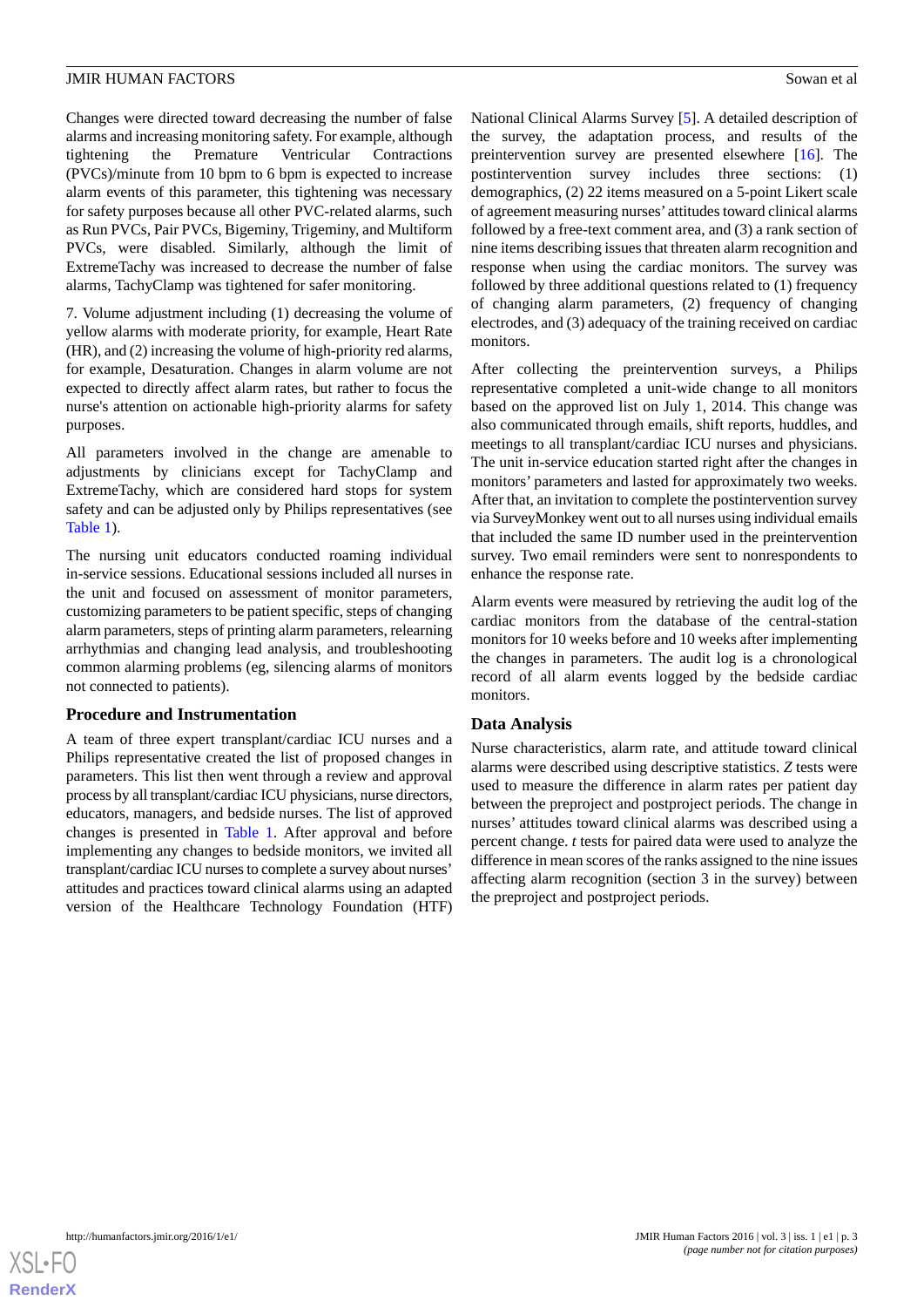Changes were directed toward decreasing the number of false alarms and increasing monitoring safety. For example, although tightening the Premature Ventricular Contractions (PVCs)/minute from 10 bpm to 6 bpm is expected to increase alarm events of this parameter, this tightening was necessary for safety purposes because all other PVC-related alarms, such as Run PVCs, Pair PVCs, Bigeminy, Trigeminy, and Multiform PVCs, were disabled. Similarly, although the limit of ExtremeTachy was increased to decrease the number of false alarms, TachyClamp was tightened for safer monitoring.

7. Volume adjustment including (1) decreasing the volume of yellow alarms with moderate priority, for example, Heart Rate (HR), and (2) increasing the volume of high-priority red alarms, for example, Desaturation. Changes in alarm volume are not expected to directly affect alarm rates, but rather to focus the nurse's attention on actionable high-priority alarms for safety purposes.

All parameters involved in the change are amenable to adjustments by clinicians except for TachyClamp and ExtremeTachy, which are considered hard stops for system safety and can be adjusted only by Philips representatives (see Table 1).

The nursing unit educators conducted roaming individual in-service sessions. Educational sessions included all nurses in the unit and focused on assessment of monitor parameters, customizing parameters to be patient specific, steps of changing alarm parameters, steps of printing alarm parameters, relearning arrhythmias and changing lead analysis, and troubleshooting common alarming problems (eg, silencing alarms of monitors not connected to patients).

## Procedure and Instrumentation

A team of three expert transplant/cardiac ICU nurses and a Philips representative created the list of proposed changes in parameters. This list then went through a review and approval process by all transplant/cardiac ICU physicians, nurse directors, educators, managers, and bedside nurses. The list of approved changes is presented in Table 1. After approval and before implementing any changes to bedside monitors, we invited all transplant/cardiac ICU nurses to complete a survey about nurses' attitudes and practices toward clinical alarms using an adapted version of the Healthcare Technology Foundation (HTF) National Clinical Alarms Survey [5]. A detailed description of the survey, the adaptation process, and results of the preintervention survey are presented elsewhere [16]. The postintervention survey includes three sections: (1) demographics, (2) 22 items measured on a 5-point Likert scale of agreement measuring nurses' attitudes toward clinical alarms followed by a free-text comment area, and (3) a rank section of nine items describing issues that threaten alarm recognition and response when using the cardiac monitors. The survey was followed by three additional questions related to (1) frequency of changing alarm parameters, (2) frequency of changing electrodes, and (3) adequacy of the training received on cardiac monitors.

After collecting the preintervention surveys, a Philips representative completed a unit-wide change to all monitors based on the approved list on July 1, 2014. This change was also communicated through emails, shift reports, huddles, and meetings to all transplant/cardiac ICU nurses and physicians. The unit in-service education started right after the changes in monitors' parameters and lasted for approximately two weeks. After that, an invitation to complete the postintervention survey via SurveyMonkey went out to all nurses using individual emails that included the same ID number used in the preintervention survey. Two email reminders were sent to nonrespondents to enhance the response rate.

Alarm events were measured by retrieving the audit log of the cardiac monitors from the database of the central-station monitors for 10 weeks before and 10 weeks after implementing the changes in parameters. The audit log is a chronological record of all alarm events logged by the bedside cardiac monitors.

## Data Analysis

Nurse characteristics, alarm rate, and attitude toward clinical alarms were described using descriptive statistics. *Z* tests were used to measure the difference in alarm rates per patient day between the preproject and postproject periods. The change in nurses' attitudes toward clinical alarms was described using a percent change. *t* tests for paired data were used to analyze the difference in mean scores of the ranks assigned to the nine issues affecting alarm recognition (section 3 in the survey) between the preproject and postproject periods.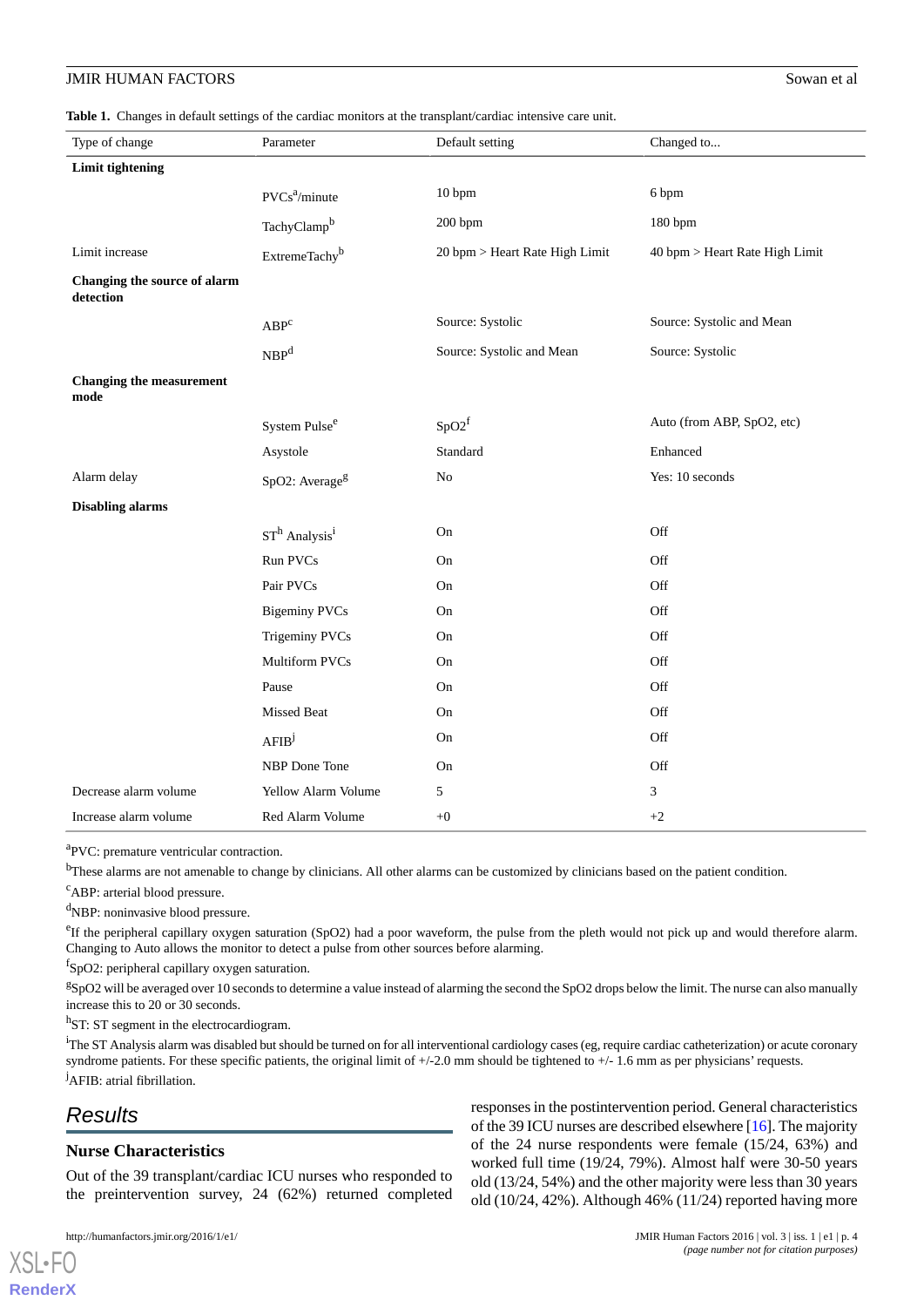**Table 1.** Changes in default settings of the cardiac monitors at the transplant/cardiac intensive care unit.

| Type of change | Parameter | Default setting | Changed to... |
|---|---|---|---|
| **Limit tightening** | | | |
| | PVCs[a]/minute | 10 bpm | 6 bpm |
| | TachyClamp[b] | 200 bpm | 180 bpm |
| Limit increase | ExtremeTachy[b] | 20 bpm > Heart Rate High Limit | 40 bpm > Heart Rate High Limit |
| **Changing the source of alarm detection** | | | |
| | ABP[c] | Source: Systolic | Source: Systolic and Mean |
| | NBP[d] | Source: Systolic and Mean | Source: Systolic |
| **Changing the measurement mode** | | | |
| | System Pulse[e] | SpO2[f] | Auto (from ABP, SpO2, etc) |
| | Asystole | Standard | Enhanced |
| Alarm delay | SpO2: Average[g] | No | Yes: 10 seconds |
| **Disabling alarms** | | | |
| | ST[h] Analysis[i] | On | Off |
| | Run PVCs | On | Off |
| | Pair PVCs | On | Off |
| | Bigeminy PVCs | On | Off |
| | Trigeminy PVCs | On | Off |
| | Multiform PVCs | On | Off |
| | Pause | On | Off |
| | Missed Beat | On | Off |
| | AFIB[j] | On | Off |
| | NBP Done Tone | On | Off |
| Decrease alarm volume | Yellow Alarm Volume | 5 | 3 |
| Increase alarm volume | Red Alarm Volume | +0 | +2 |

[a]PVC: premature ventricular contraction.

[b]These alarms are not amenable to change by clinicians. All other alarms can be customized by clinicians based on the patient condition.

[c]ABP: arterial blood pressure.

[d]NBP: noninvasive blood pressure.

[e]If the peripheral capillary oxygen saturation (SpO2) had a poor waveform, the pulse from the pleth would not pick up and would therefore alarm. Changing to Auto allows the monitor to detect a pulse from other sources before alarming.

[f]SpO2: peripheral capillary oxygen saturation.

[g]SpO2 will be averaged over 10 seconds to determine a value instead of alarming the second the SpO2 drops below the limit. The nurse can also manually increase this to 20 or 30 seconds.

[h]ST: ST segment in the electrocardiogram.

[i]The ST Analysis alarm was disabled but should be turned on for all interventional cardiology cases (eg, require cardiac catheterization) or acute coronary syndrome patients. For these specific patients, the original limit of +/-2.0 mm should be tightened to +/- 1.6 mm as per physicians' requests.

[j]AFIB: atrial fibrillation.

## Results

### Nurse Characteristics

Out of the 39 transplant/cardiac ICU nurses who responded to the preintervention survey, 24 (62%) returned completed responses in the postintervention period. General characteristics of the 39 ICU nurses are described elsewhere [16]. The majority of the 24 nurse respondents were female (15/24, 63%) and worked full time (19/24, 79%). Almost half were 30-50 years old (13/24, 54%) and the other majority were less than 30 years old (10/24, 42%). Although 46% (11/24) reported having more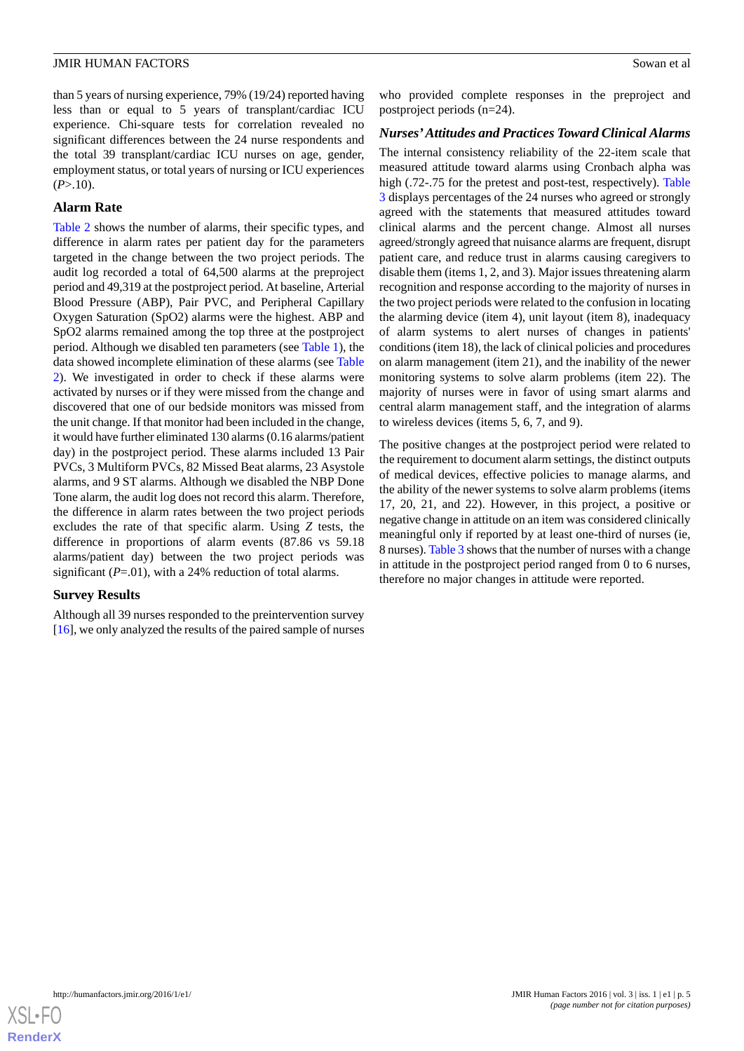than 5 years of nursing experience, 79% (19/24) reported having less than or equal to 5 years of transplant/cardiac ICU experience. Chi-square tests for correlation revealed no significant differences between the 24 nurse respondents and the total 39 transplant/cardiac ICU nurses on age, gender, employment status, or total years of nursing or ICU experiences (*P*>.10).

### Alarm Rate

Table 2 shows the number of alarms, their specific types, and difference in alarm rates per patient day for the parameters targeted in the change between the two project periods. The audit log recorded a total of 64,500 alarms at the preproject period and 49,319 at the postproject period. At baseline, Arterial Blood Pressure (ABP), Pair PVC, and Peripheral Capillary Oxygen Saturation (SpO2) alarms were the highest. ABP and SpO2 alarms remained among the top three at the postproject period. Although we disabled ten parameters (see Table 1), the data showed incomplete elimination of these alarms (see Table 2). We investigated in order to check if these alarms were activated by nurses or if they were missed from the change and discovered that one of our bedside monitors was missed from the unit change. If that monitor had been included in the change, it would have further eliminated 130 alarms (0.16 alarms/patient day) in the postproject period. These alarms included 13 Pair PVCs, 3 Multiform PVCs, 82 Missed Beat alarms, 23 Asystole alarms, and 9 ST alarms. Although we disabled the NBP Done Tone alarm, the audit log does not record this alarm. Therefore, the difference in alarm rates between the two project periods excludes the rate of that specific alarm. Using *Z* tests, the difference in proportions of alarm events (87.86 vs 59.18 alarms/patient day) between the two project periods was significant (*P*=.01), with a 24% reduction of total alarms.

### Survey Results

Although all 39 nurses responded to the preintervention survey [16], we only analyzed the results of the paired sample of nurses who provided complete responses in the preproject and postproject periods (n=24).

#### *Nurses' Attitudes and Practices Toward Clinical Alarms*

The internal consistency reliability of the 22-item scale that measured attitude toward alarms using Cronbach alpha was high (.72-.75 for the pretest and post-test, respectively). Table 3 displays percentages of the 24 nurses who agreed or strongly agreed with the statements that measured attitudes toward clinical alarms and the percent change. Almost all nurses agreed/strongly agreed that nuisance alarms are frequent, disrupt patient care, and reduce trust in alarms causing caregivers to disable them (items 1, 2, and 3). Major issues threatening alarm recognition and response according to the majority of nurses in the two project periods were related to the confusion in locating the alarming device (item 4), unit layout (item 8), inadequacy of alarm systems to alert nurses of changes in patients' conditions (item 18), the lack of clinical policies and procedures on alarm management (item 21), and the inability of the newer monitoring systems to solve alarm problems (item 22). The majority of nurses were in favor of using smart alarms and central alarm management staff, and the integration of alarms to wireless devices (items 5, 6, 7, and 9).

The positive changes at the postproject period were related to the requirement to document alarm settings, the distinct outputs of medical devices, effective policies to manage alarms, and the ability of the newer systems to solve alarm problems (items 17, 20, 21, and 22). However, in this project, a positive or negative change in attitude on an item was considered clinically meaningful only if reported by at least one-third of nurses (ie, 8 nurses). Table 3 shows that the number of nurses with a change in attitude in the postproject period ranged from 0 to 6 nurses, therefore no major changes in attitude were reported.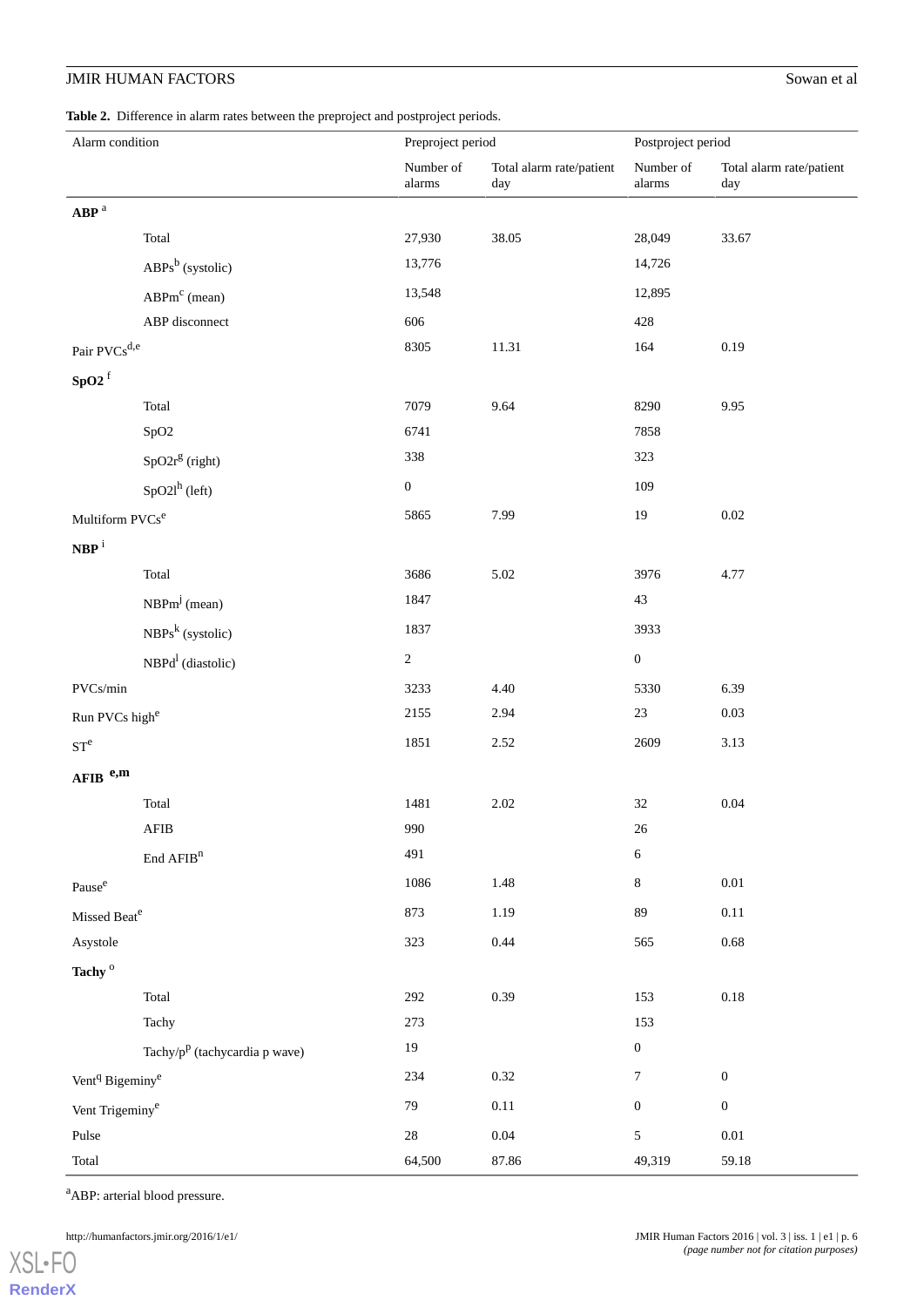**Table 2.** Difference in alarm rates between the preproject and postproject periods.

| Alarm condition | Preproject period | | Postproject period | |
|---|---|---|---|---|
| | Number of alarms | Total alarm rate/patient day | Number of alarms | Total alarm rate/patient day |
| **ABP** [a] | | | | |
| Total | 27,930 | 38.05 | 28,049 | 33.67 |
| ABPs[b] (systolic) | 13,776 | | 14,726 | |
| ABPm[c] (mean) | 13,548 | | 12,895 | |
| ABP disconnect | 606 | | 428 | |
| Pair PVCs[d,e] | 8305 | 11.31 | 164 | 0.19 |
| **SpO2** [f] | | | | |
| Total | 7079 | 9.64 | 8290 | 9.95 |
| SpO2 | 6741 | | 7858 | |
| SpO2r[g] (right) | 338 | | 323 | |
| SpO2l[h] (left) | 0 | | 109 | |
| Multiform PVCs[e] | 5865 | 7.99 | 19 | 0.02 |
| **NBP** [i] | | | | |
| Total | 3686 | 5.02 | 3976 | 4.77 |
| NBPm[j] (mean) | 1847 | | 43 | |
| NBPs[k] (systolic) | 1837 | | 3933 | |
| NBPd[l] (diastolic) | 2 | | 0 | |
| PVCs/min | 3233 | 4.40 | 5330 | 6.39 |
| Run PVCs high[e] | 2155 | 2.94 | 23 | 0.03 |
| ST[e] | 1851 | 2.52 | 2609 | 3.13 |
| **AFIB** [e,m] | | | | |
| Total | 1481 | 2.02 | 32 | 0.04 |
| AFIB | 990 | | 26 | |
| End AFIB[n] | 491 | | 6 | |
| Pause[e] | 1086 | 1.48 | 8 | 0.01 |
| Missed Beat[e] | 873 | 1.19 | 89 | 0.11 |
| Asystole | 323 | 0.44 | 565 | 0.68 |
| **Tachy** [o] | | | | |
| Total | 292 | 0.39 | 153 | 0.18 |
| Tachy | 273 | | 153 | |
| Tachy/p[p] (tachycardia p wave) | 19 | | 0 | |
| Vent[q] Bigeminy[e] | 234 | 0.32 | 7 | 0 |
| Vent Trigeminy[e] | 79 | 0.11 | 0 | 0 |
| Pulse | 28 | 0.04 | 5 | 0.01 |
| Total | 64,500 | 87.86 | 49,319 | 59.18 |

[a]ABP: arterial blood pressure.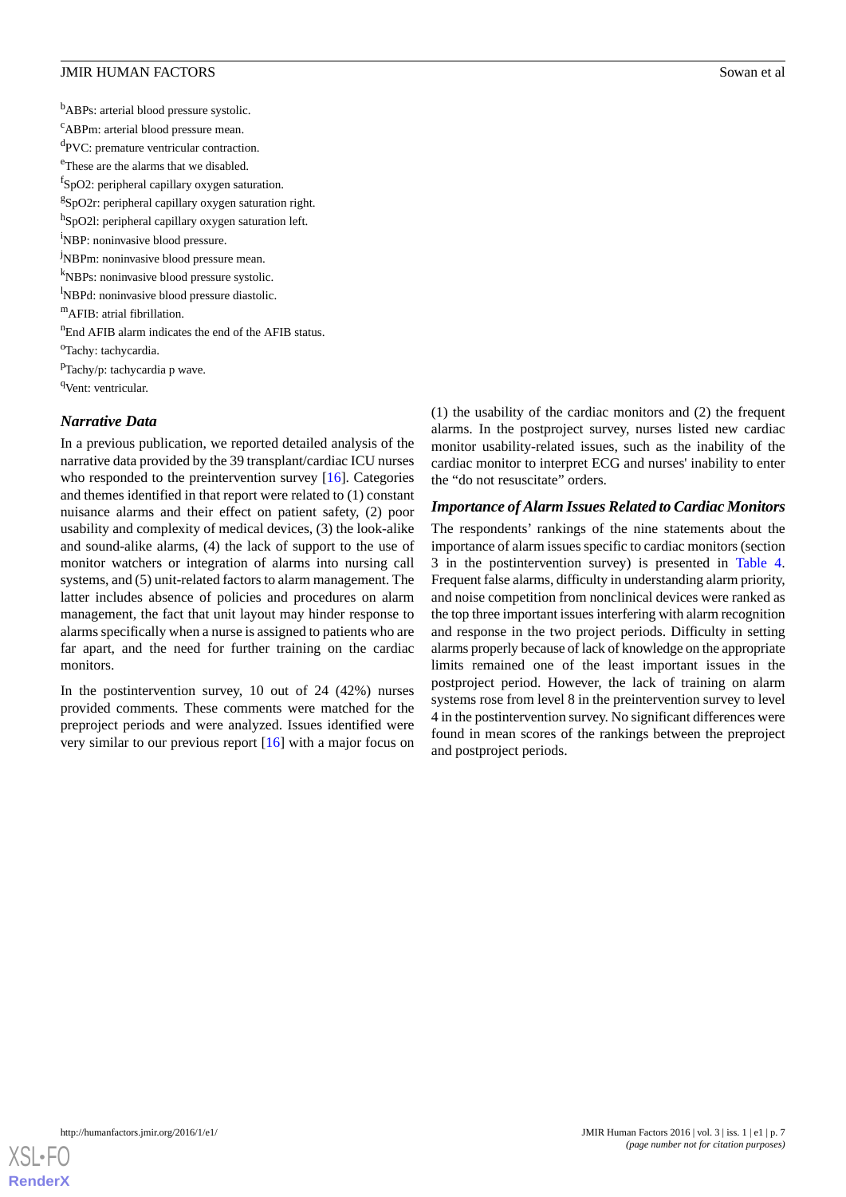[b]ABPs: arterial blood pressure systolic.

[c]ABPm: arterial blood pressure mean.

[d]PVC: premature ventricular contraction.

[e]These are the alarms that we disabled.

[f]SpO2: peripheral capillary oxygen saturation.

[g]SpO2r: peripheral capillary oxygen saturation right.

[h]SpO2l: peripheral capillary oxygen saturation left.

[i]NBP: noninvasive blood pressure.

[j]NBPm: noninvasive blood pressure mean.

[k]NBPs: noninvasive blood pressure systolic.

[l]NBPd: noninvasive blood pressure diastolic.

[m]AFIB: atrial fibrillation.

[n]End AFIB alarm indicates the end of the AFIB status.

[o]Tachy: tachycardia.

[p]Tachy/p: tachycardia p wave.

[q]Vent: ventricular.

### Narrative Data

In a previous publication, we reported detailed analysis of the narrative data provided by the 39 transplant/cardiac ICU nurses who responded to the preintervention survey [16]. Categories and themes identified in that report were related to (1) constant nuisance alarms and their effect on patient safety, (2) poor usability and complexity of medical devices, (3) the look-alike and sound-alike alarms, (4) the lack of support to the use of monitor watchers or integration of alarms into nursing call systems, and (5) unit-related factors to alarm management. The latter includes absence of policies and procedures on alarm management, the fact that unit layout may hinder response to alarms specifically when a nurse is assigned to patients who are far apart, and the need for further training on the cardiac monitors.

In the postintervention survey, 10 out of 24 (42%) nurses provided comments. These comments were matched for the preproject periods and were analyzed. Issues identified were very similar to our previous report [16] with a major focus on (1) the usability of the cardiac monitors and (2) the frequent alarms. In the postproject survey, nurses listed new cardiac monitor usability-related issues, such as the inability of the cardiac monitor to interpret ECG and nurses' inability to enter the "do not resuscitate" orders.

### Importance of Alarm Issues Related to Cardiac Monitors

The respondents' rankings of the nine statements about the importance of alarm issues specific to cardiac monitors (section 3 in the postintervention survey) is presented in Table 4. Frequent false alarms, difficulty in understanding alarm priority, and noise competition from nonclinical devices were ranked as the top three important issues interfering with alarm recognition and response in the two project periods. Difficulty in setting alarms properly because of lack of knowledge on the appropriate limits remained one of the least important issues in the postproject period. However, the lack of training on alarm systems rose from level 8 in the preintervention survey to level 4 in the postintervention survey. No significant differences were found in mean scores of the rankings between the preproject and postproject periods.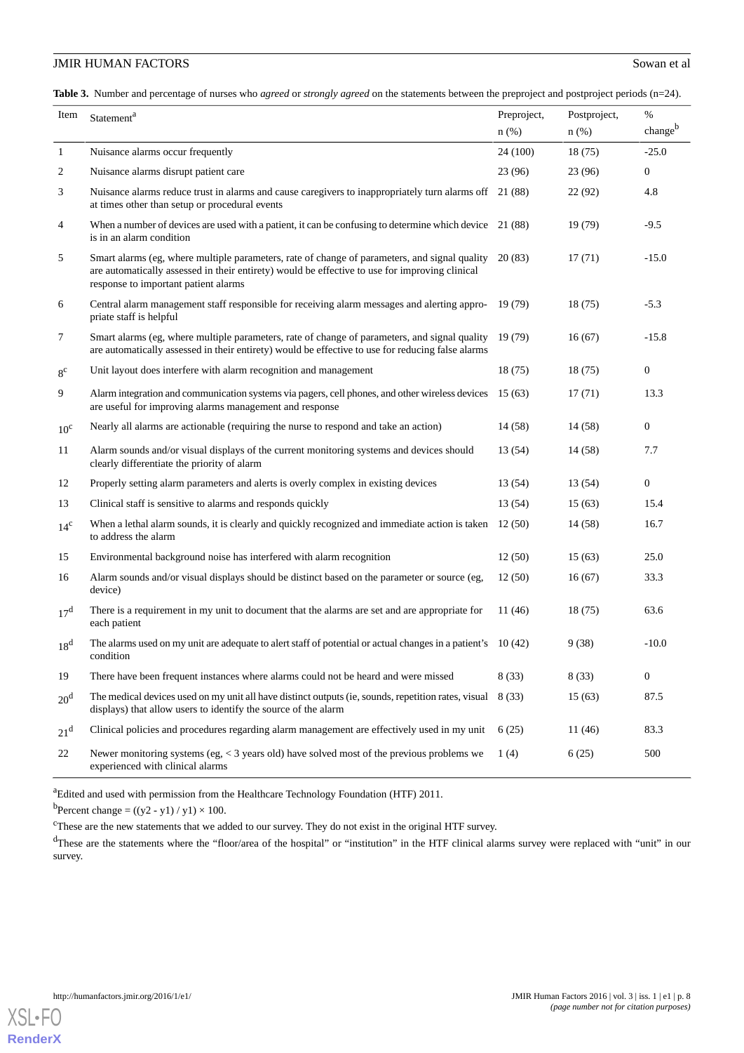**Table 3.** Number and percentage of nurses who *agreed* or *strongly agreed* on the statements between the preproject and postproject periods (n=24).

| Item | Statement[a] | Preproject, n (%) | Postproject, n (%) | % change[b] |
|---|---|---|---|---|
| 1 | Nuisance alarms occur frequently | 24 (100) | 18 (75) | -25.0 |
| 2 | Nuisance alarms disrupt patient care | 23 (96) | 23 (96) | 0 |
| 3 | Nuisance alarms reduce trust in alarms and cause caregivers to inappropriately turn alarms off at times other than setup or procedural events | 21 (88) | 22 (92) | 4.8 |
| 4 | When a number of devices are used with a patient, it can be confusing to determine which device is in an alarm condition | 21 (88) | 19 (79) | -9.5 |
| 5 | Smart alarms (eg, where multiple parameters, rate of change of parameters, and signal quality are automatically assessed in their entirety) would be effective to use for improving clinical response to important patient alarms | 20 (83) | 17 (71) | -15.0 |
| 6 | Central alarm management staff responsible for receiving alarm messages and alerting appropriate staff is helpful | 19 (79) | 18 (75) | -5.3 |
| 7 | Smart alarms (eg, where multiple parameters, rate of change of parameters, and signal quality are automatically assessed in their entirety) would be effective to use for reducing false alarms | 19 (79) | 16 (67) | -15.8 |
| 8[c] | Unit layout does interfere with alarm recognition and management | 18 (75) | 18 (75) | 0 |
| 9 | Alarm integration and communication systems via pagers, cell phones, and other wireless devices are useful for improving alarms management and response | 15 (63) | 17 (71) | 13.3 |
| 10[c] | Nearly all alarms are actionable (requiring the nurse to respond and take an action) | 14 (58) | 14 (58) | 0 |
| 11 | Alarm sounds and/or visual displays of the current monitoring systems and devices should clearly differentiate the priority of alarm | 13 (54) | 14 (58) | 7.7 |
| 12 | Properly setting alarm parameters and alerts is overly complex in existing devices | 13 (54) | 13 (54) | 0 |
| 13 | Clinical staff is sensitive to alarms and responds quickly | 13 (54) | 15 (63) | 15.4 |
| 14[c] | When a lethal alarm sounds, it is clearly and quickly recognized and immediate action is taken to address the alarm | 12 (50) | 14 (58) | 16.7 |
| 15 | Environmental background noise has interfered with alarm recognition | 12 (50) | 15 (63) | 25.0 |
| 16 | Alarm sounds and/or visual displays should be distinct based on the parameter or source (eg, device) | 12 (50) | 16 (67) | 33.3 |
| 17[d] | There is a requirement in my unit to document that the alarms are set and are appropriate for each patient | 11 (46) | 18 (75) | 63.6 |
| 18[d] | The alarms used on my unit are adequate to alert staff of potential or actual changes in a patient's condition | 10 (42) | 9 (38) | -10.0 |
| 19 | There have been frequent instances where alarms could not be heard and were missed | 8 (33) | 8 (33) | 0 |
| 20[d] | The medical devices used on my unit all have distinct outputs (ie, sounds, repetition rates, visual displays) that allow users to identify the source of the alarm | 8 (33) | 15 (63) | 87.5 |
| 21[d] | Clinical policies and procedures regarding alarm management are effectively used in my unit | 6 (25) | 11 (46) | 83.3 |
| 22 | Newer monitoring systems (eg, < 3 years old) have solved most of the previous problems we experienced with clinical alarms | 1 (4) | 6 (25) | 500 |

[a]Edited and used with permission from the Healthcare Technology Foundation (HTF) 2011.

[b]Percent change = ((y2 - y1) / y1) × 100.

[c]These are the new statements that we added to our survey. They do not exist in the original HTF survey.

[d]These are the statements where the "floor/area of the hospital" or "institution" in the HTF clinical alarms survey were replaced with "unit" in our survey.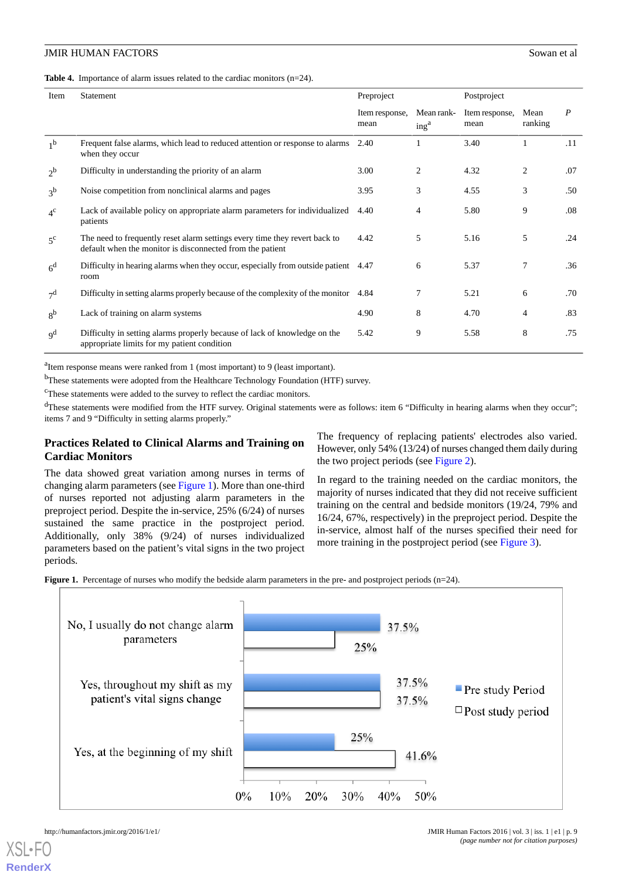**Table 4.** Importance of alarm issues related to the cardiac monitors (n=24).

| Item | Statement | Preproject | | Postproject | | *P* |
|---|---|---|---|---|---|---|
| | | Item response, mean | Mean ranking[a] | Item response, mean | Mean ranking | |
| 1[b] | Frequent false alarms, which lead to reduced attention or response to alarms when they occur | 2.40 | 1 | 3.40 | 1 | .11 |
| 2[b] | Difficulty in understanding the priority of an alarm | 3.00 | 2 | 4.32 | 2 | .07 |
| 3[b] | Noise competition from nonclinical alarms and pages | 3.95 | 3 | 4.55 | 3 | .50 |
| 4[c] | Lack of available policy on appropriate alarm parameters for individualized patients | 4.40 | 4 | 5.80 | 9 | .08 |
| 5[c] | The need to frequently reset alarm settings every time they revert back to default when the monitor is disconnected from the patient | 4.42 | 5 | 5.16 | 5 | .24 |
| 6[d] | Difficulty in hearing alarms when they occur, especially from outside patient room | 4.47 | 6 | 5.37 | 7 | .36 |
| 7[d] | Difficulty in setting alarms properly because of the complexity of the monitor | 4.84 | 7 | 5.21 | 6 | .70 |
| 8[b] | Lack of training on alarm systems | 4.90 | 8 | 4.70 | 4 | .83 |
| 9[d] | Difficulty in setting alarms properly because of lack of knowledge on the appropriate limits for my patient condition | 5.42 | 9 | 5.58 | 8 | .75 |

[a]Item response means were ranked from 1 (most important) to 9 (least important).

[b]These statements were adopted from the Healthcare Technology Foundation (HTF) survey.

[c]These statements were added to the survey to reflect the cardiac monitors.

[d]These statements were modified from the HTF survey. Original statements were as follows: item 6 "Difficulty in hearing alarms when they occur"; items 7 and 9 "Difficulty in setting alarms properly."

### Practices Related to Clinical Alarms and Training on Cardiac Monitors

The data showed great variation among nurses in terms of changing alarm parameters (see Figure 1). More than one-third of nurses reported not adjusting alarm parameters in the preproject period. Despite the in-service, 25% (6/24) of nurses sustained the same practice in the postproject period. Additionally, only 38% (9/24) of nurses individualized parameters based on the patient's vital signs in the two project periods.

The frequency of replacing patients' electrodes also varied. However, only 54% (13/24) of nurses changed them daily during the two project periods (see Figure 2).

In regard to the training needed on the cardiac monitors, the majority of nurses indicated that they did not receive sufficient training on the central and bedside monitors (19/24, 79% and 16/24, 67%, respectively) in the preproject period. Despite the in-service, almost half of the nurses specified their need for more training in the postproject period (see Figure 3).

**Figure 1.** Percentage of nurses who modify the bedside alarm parameters in the pre- and postproject periods (n=24).

| Response | Pre study Period | Post study period |
|---|---|---|
| No, I usually do not change alarm parameters | 37.5% | 25% |
| Yes, throughout my shift as my patient's vital signs change | 37.5% | 37.5% |
| Yes, at the beginning of my shift | 25% | 41.6% |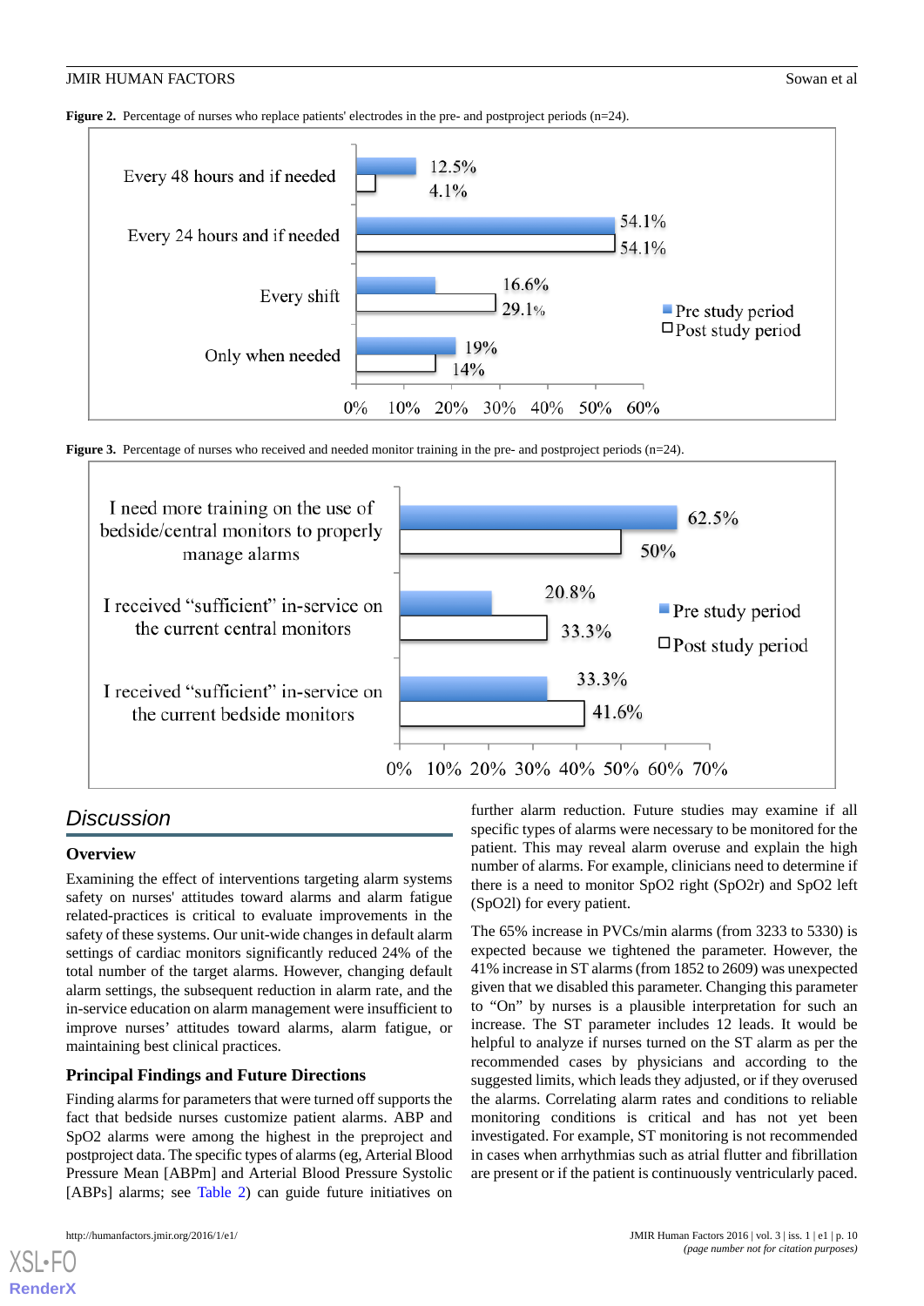**Figure 2.** Percentage of nurses who replace patients' electrodes in the pre- and postproject periods (n=24).

| | Pre study period | Post study period |
|---|---|---|
| Every 48 hours and if needed | 12.5% | 4.1% |
| Every 24 hours and if needed | 54.1% | 54.1% |
| Every shift | 16.6% | 29.1% |
| Only when needed | 19% | 14% |

**Figure 3.** Percentage of nurses who received and needed monitor training in the pre- and postproject periods (n=24).

| | Pre study period | Post study period |
|---|---|---|
| I need more training on the use of bedside/central monitors to properly manage alarms | 62.5% | 50% |
| I received "sufficient" in-service on the current central monitors | 20.8% | 33.3% |
| I received "sufficient" in-service on the current bedside monitors | 33.3% | 41.6% |

## Discussion

### Overview

Examining the effect of interventions targeting alarm systems safety on nurses' attitudes toward alarms and alarm fatigue related-practices is critical to evaluate improvements in the safety of these systems. Our unit-wide changes in default alarm settings of cardiac monitors significantly reduced 24% of the total number of the target alarms. However, changing default alarm settings, the subsequent reduction in alarm rate, and the in-service education on alarm management were insufficient to improve nurses' attitudes toward alarms, alarm fatigue, or maintaining best clinical practices.

### Principal Findings and Future Directions

Finding alarms for parameters that were turned off supports the fact that bedside nurses customize patient alarms. ABP and SpO2 alarms were among the highest in the preproject and postproject data. The specific types of alarms (eg, Arterial Blood Pressure Mean [ABPm] and Arterial Blood Pressure Systolic [ABPs] alarms; see Table 2) can guide future initiatives on further alarm reduction. Future studies may examine if all specific types of alarms were necessary to be monitored for the patient. This may reveal alarm overuse and explain the high number of alarms. For example, clinicians need to determine if there is a need to monitor SpO2 right (SpO2r) and SpO2 left (SpO2l) for every patient.

The 65% increase in PVCs/min alarms (from 3233 to 5330) is expected because we tightened the parameter. However, the 41% increase in ST alarms (from 1852 to 2609) was unexpected given that we disabled this parameter. Changing this parameter to "On" by nurses is a plausible interpretation for such an increase. The ST parameter includes 12 leads. It would be helpful to analyze if nurses turned on the ST alarm as per the recommended cases by physicians and according to the suggested limits, which leads they adjusted, or if they overused the alarms. Correlating alarm rates and conditions to reliable monitoring conditions is critical and has not yet been investigated. For example, ST monitoring is not recommended in cases when arrhythmias such as atrial flutter and fibrillation are present or if the patient is continuously ventricularly paced.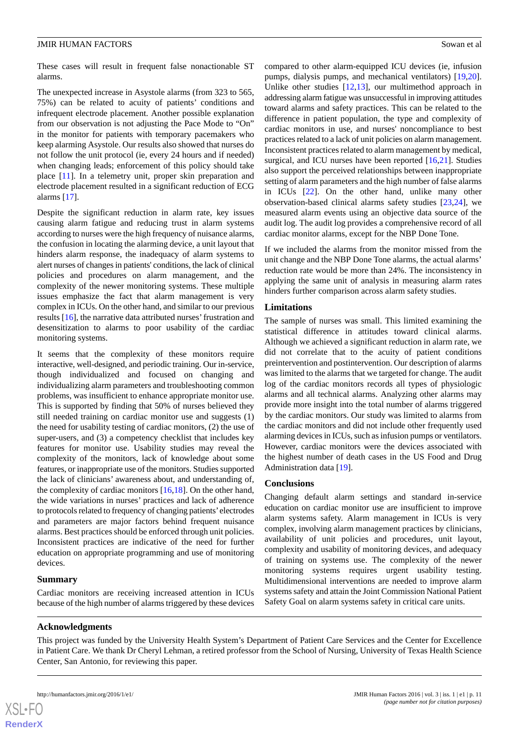These cases will result in frequent false nonactionable ST alarms.

The unexpected increase in Asystole alarms (from 323 to 565, 75%) can be related to acuity of patients' conditions and infrequent electrode placement. Another possible explanation from our observation is not adjusting the Pace Mode to "On" in the monitor for patients with temporary pacemakers who keep alarming Asystole. Our results also showed that nurses do not follow the unit protocol (ie, every 24 hours and if needed) when changing leads; enforcement of this policy should take place [11]. In a telemetry unit, proper skin preparation and electrode placement resulted in a significant reduction of ECG alarms [17].

Despite the significant reduction in alarm rate, key issues causing alarm fatigue and reducing trust in alarm systems according to nurses were the high frequency of nuisance alarms, the confusion in locating the alarming device, a unit layout that hinders alarm response, the inadequacy of alarm systems to alert nurses of changes in patients' conditions, the lack of clinical policies and procedures on alarm management, and the complexity of the newer monitoring systems. These multiple issues emphasize the fact that alarm management is very complex in ICUs. On the other hand, and similar to our previous results [16], the narrative data attributed nurses' frustration and desensitization to alarms to poor usability of the cardiac monitoring systems.

It seems that the complexity of these monitors require interactive, well-designed, and periodic training. Our in-service, though individualized and focused on changing and individualizing alarm parameters and troubleshooting common problems, was insufficient to enhance appropriate monitor use. This is supported by finding that 50% of nurses believed they still needed training on cardiac monitor use and suggests (1) the need for usability testing of cardiac monitors, (2) the use of super-users, and (3) a competency checklist that includes key features for monitor use. Usability studies may reveal the complexity of the monitors, lack of knowledge about some features, or inappropriate use of the monitors. Studies supported the lack of clinicians' awareness about, and understanding of, the complexity of cardiac monitors [16,18]. On the other hand, the wide variations in nurses' practices and lack of adherence to protocols related to frequency of changing patients' electrodes and parameters are major factors behind frequent nuisance alarms. Best practices should be enforced through unit policies. Inconsistent practices are indicative of the need for further education on appropriate programming and use of monitoring devices.

### Summary

Cardiac monitors are receiving increased attention in ICUs because of the high number of alarms triggered by these devices compared to other alarm-equipped ICU devices (ie, infusion pumps, dialysis pumps, and mechanical ventilators) [19,20]. Unlike other studies [12,13], our multimethod approach in addressing alarm fatigue was unsuccessful in improving attitudes toward alarms and safety practices. This can be related to the difference in patient population, the type and complexity of cardiac monitors in use, and nurses' noncompliance to best practices related to a lack of unit policies on alarm management. Inconsistent practices related to alarm management by medical, surgical, and ICU nurses have been reported [16,21]. Studies also support the perceived relationships between inappropriate setting of alarm parameters and the high number of false alarms in ICUs [22]. On the other hand, unlike many other observation-based clinical alarms safety studies [23,24], we measured alarm events using an objective data source of the audit log. The audit log provides a comprehensive record of all cardiac monitor alarms, except for the NBP Done Tone.

If we included the alarms from the monitor missed from the unit change and the NBP Done Tone alarms, the actual alarms' reduction rate would be more than 24%. The inconsistency in applying the same unit of analysis in measuring alarm rates hinders further comparison across alarm safety studies.

### Limitations

The sample of nurses was small. This limited examining the statistical difference in attitudes toward clinical alarms. Although we achieved a significant reduction in alarm rate, we did not correlate that to the acuity of patient conditions preintervention and postintervention. Our description of alarms was limited to the alarms that we targeted for change. The audit log of the cardiac monitors records all types of physiologic alarms and all technical alarms. Analyzing other alarms may provide more insight into the total number of alarms triggered by the cardiac monitors. Our study was limited to alarms from the cardiac monitors and did not include other frequently used alarming devices in ICUs, such as infusion pumps or ventilators. However, cardiac monitors were the devices associated with the highest number of death cases in the US Food and Drug Administration data [19].

### Conclusions

Changing default alarm settings and standard in-service education on cardiac monitor use are insufficient to improve alarm systems safety. Alarm management in ICUs is very complex, involving alarm management practices by clinicians, availability of unit policies and procedures, unit layout, complexity and usability of monitoring devices, and adequacy of training on systems use. The complexity of the newer monitoring systems requires urgent usability testing. Multidimensional interventions are needed to improve alarm systems safety and attain the Joint Commission National Patient Safety Goal on alarm systems safety in critical care units.

## Acknowledgments

This project was funded by the University Health System's Department of Patient Care Services and the Center for Excellence in Patient Care. We thank Dr Cheryl Lehman, a retired professor from the School of Nursing, University of Texas Health Science Center, San Antonio, for reviewing this paper.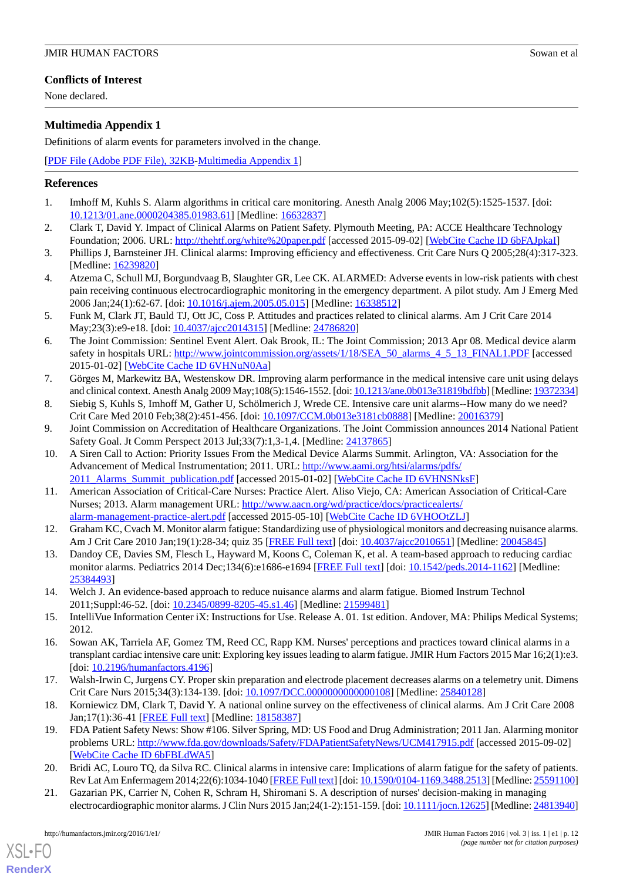## Conflicts of Interest

None declared.

## Multimedia Appendix 1

Definitions of alarm events for parameters involved in the change.

[PDF File (Adobe PDF File), 32KB-Multimedia Appendix 1]

## References

1. Imhoff M, Kuhls S. Alarm algorithms in critical care monitoring. Anesth Analg 2006 May;102(5):1525-1537. [doi: 10.1213/01.ane.0000204385.01983.61] [Medline: 16632837]
2. Clark T, David Y. Impact of Clinical Alarms on Patient Safety. Plymouth Meeting, PA: ACCE Healthcare Technology Foundation; 2006. URL: http://thehtf.org/white%20paper.pdf [accessed 2015-09-02] [WebCite Cache ID 6bFAJpkaI]
3. Phillips J, Barnsteiner JH. Clinical alarms: Improving efficiency and effectiveness. Crit Care Nurs Q 2005;28(4):317-323. [Medline: 16239820]
4. Atzema C, Schull MJ, Borgundvaag B, Slaughter GR, Lee CK. ALARMED: Adverse events in low-risk patients with chest pain receiving continuous electrocardiographic monitoring in the emergency department. A pilot study. Am J Emerg Med 2006 Jan;24(1):62-67. [doi: 10.1016/j.ajem.2005.05.015] [Medline: 16338512]
5. Funk M, Clark JT, Bauld TJ, Ott JC, Coss P. Attitudes and practices related to clinical alarms. Am J Crit Care 2014 May;23(3):e9-e18. [doi: 10.4037/ajcc2014315] [Medline: 24786820]
6. The Joint Commission: Sentinel Event Alert. Oak Brook, IL: The Joint Commission; 2013 Apr 08. Medical device alarm safety in hospitals URL: http://www.jointcommission.org/assets/1/18/SEA_50_alarms_4_5_13_FINAL1.PDF [accessed 2015-01-02] [WebCite Cache ID 6VHNuN0Aa]
7. Görges M, Markewitz BA, Westenskow DR. Improving alarm performance in the medical intensive care unit using delays and clinical context. Anesth Analg 2009 May;108(5):1546-1552. [doi: 10.1213/ane.0b013e31819bdfbb] [Medline: 19372334]
8. Siebig S, Kuhls S, Imhoff M, Gather U, Schölmerich J, Wrede CE. Intensive care unit alarms--How many do we need? Crit Care Med 2010 Feb;38(2):451-456. [doi: 10.1097/CCM.0b013e3181cb0888] [Medline: 20016379]
9. Joint Commission on Accreditation of Healthcare Organizations. The Joint Commission announces 2014 National Patient Safety Goal. Jt Comm Perspect 2013 Jul;33(7):1,3-1,4. [Medline: 24137865]
10. A Siren Call to Action: Priority Issues From the Medical Device Alarms Summit. Arlington, VA: Association for the Advancement of Medical Instrumentation; 2011. URL: http://www.aami.org/htsi/alarms/pdfs/2011_Alarms_Summit_publication.pdf [accessed 2015-01-02] [WebCite Cache ID 6VHNSNksF]
11. American Association of Critical-Care Nurses: Practice Alert. Aliso Viejo, CA: American Association of Critical-Care Nurses; 2013. Alarm management URL: http://www.aacn.org/wd/practice/docs/practicealerts/alarm-management-practice-alert.pdf [accessed 2015-05-10] [WebCite Cache ID 6VHOOtZLJ]
12. Graham KC, Cvach M. Monitor alarm fatigue: Standardizing use of physiological monitors and decreasing nuisance alarms. Am J Crit Care 2010 Jan;19(1):28-34; quiz 35 [FREE Full text] [doi: 10.4037/ajcc2010651] [Medline: 20045845]
13. Dandoy CE, Davies SM, Flesch L, Hayward M, Koons C, Coleman K, et al. A team-based approach to reducing cardiac monitor alarms. Pediatrics 2014 Dec;134(6):e1686-e1694 [FREE Full text] [doi: 10.1542/peds.2014-1162] [Medline: 25384493]
14. Welch J. An evidence-based approach to reduce nuisance alarms and alarm fatigue. Biomed Instrum Technol 2011;Suppl:46-52. [doi: 10.2345/0899-8205-45.s1.46] [Medline: 21599481]
15. IntelliVue Information Center iX: Instructions for Use. Release A. 01. 1st edition. Andover, MA: Philips Medical Systems; 2012.
16. Sowan AK, Tarriela AF, Gomez TM, Reed CC, Rapp KM. Nurses' perceptions and practices toward clinical alarms in a transplant cardiac intensive care unit: Exploring key issues leading to alarm fatigue. JMIR Hum Factors 2015 Mar 16;2(1):e3. [doi: 10.2196/humanfactors.4196]
17. Walsh-Irwin C, Jurgens CY. Proper skin preparation and electrode placement decreases alarms on a telemetry unit. Dimens Crit Care Nurs 2015;34(3):134-139. [doi: 10.1097/DCC.0000000000000108] [Medline: 25840128]
18. Korniewicz DM, Clark T, David Y. A national online survey on the effectiveness of clinical alarms. Am J Crit Care 2008 Jan;17(1):36-41 [FREE Full text] [Medline: 18158387]
19. FDA Patient Safety News: Show #106. Silver Spring, MD: US Food and Drug Administration; 2011 Jan. Alarming monitor problems URL: http://www.fda.gov/downloads/Safety/FDAPatientSafetyNews/UCM417915.pdf [accessed 2015-09-02] [WebCite Cache ID 6bFBLdWA5]
20. Bridi AC, Louro TQ, da Silva RC. Clinical alarms in intensive care: Implications of alarm fatigue for the safety of patients. Rev Lat Am Enfermagem 2014;22(6):1034-1040 [FREE Full text] [doi: 10.1590/0104-1169.3488.2513] [Medline: 25591100]
21. Gazarian PK, Carrier N, Cohen R, Schram H, Shiromani S. A description of nurses' decision-making in managing electrocardiographic monitor alarms. J Clin Nurs 2015 Jan;24(1-2):151-159. [doi: 10.1111/jocn.12625] [Medline: 24813940]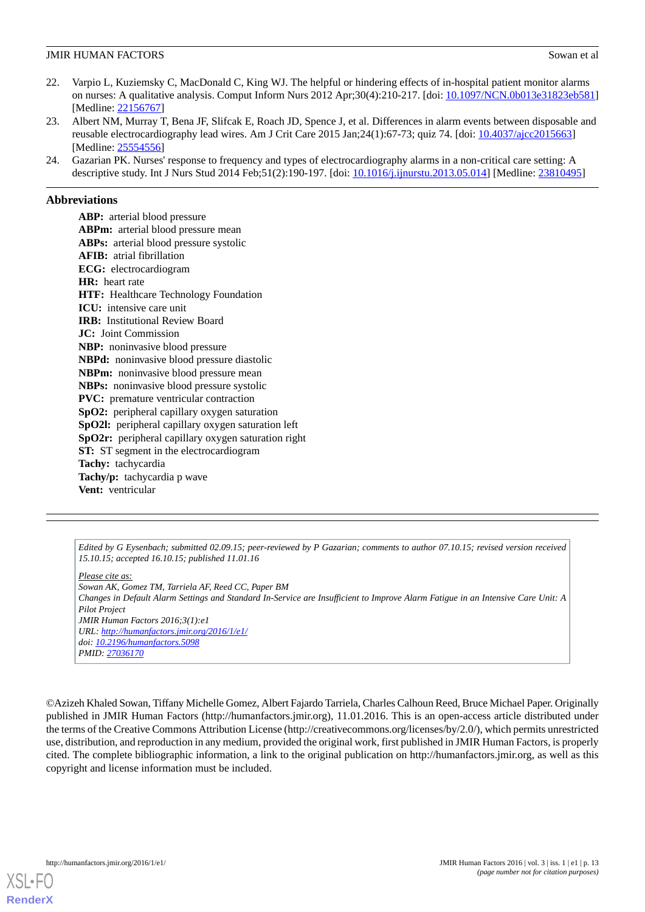22. Varpio L, Kuziemsky C, MacDonald C, King WJ. The helpful or hindering effects of in-hospital patient monitor alarms on nurses: A qualitative analysis. Comput Inform Nurs 2012 Apr;30(4):210-217. [doi: 10.1097/NCN.0b013e31823eb581] [Medline: 22156767]
23. Albert NM, Murray T, Bena JF, Slifcak E, Roach JD, Spence J, et al. Differences in alarm events between disposable and reusable electrocardiography lead wires. Am J Crit Care 2015 Jan;24(1):67-73; quiz 74. [doi: 10.4037/ajcc2015663] [Medline: 25554556]
24. Gazarian PK. Nurses' response to frequency and types of electrocardiography alarms in a non-critical care setting: A descriptive study. Int J Nurs Stud 2014 Feb;51(2):190-197. [doi: 10.1016/j.ijnurstu.2013.05.014] [Medline: 23810495]

## Abbreviations

**ABP:** arterial blood pressure
**ABPm:** arterial blood pressure mean
**ABPs:** arterial blood pressure systolic
**AFIB:** atrial fibrillation
**ECG:** electrocardiogram
**HR:** heart rate
**HTF:** Healthcare Technology Foundation
**ICU:** intensive care unit
**IRB:** Institutional Review Board
**JC:** Joint Commission
**NBP:** noninvasive blood pressure
**NBPd:** noninvasive blood pressure diastolic
**NBPm:** noninvasive blood pressure mean
**NBPs:** noninvasive blood pressure systolic
**PVC:** premature ventricular contraction
**SpO2:** peripheral capillary oxygen saturation
**SpO2l:** peripheral capillary oxygen saturation left
**SpO2r:** peripheral capillary oxygen saturation right
**ST:** ST segment in the electrocardiogram
**Tachy:** tachycardia
**Tachy/p:** tachycardia p wave
**Vent:** ventricular

*Edited by G Eysenbach; submitted 02.09.15; peer-reviewed by P Gazarian; comments to author 07.10.15; revised version received 15.10.15; accepted 16.10.15; published 11.01.16*

*Please cite as:*
*Sowan AK, Gomez TM, Tarriela AF, Reed CC, Paper BM*
*Changes in Default Alarm Settings and Standard In-Service are Insufficient to Improve Alarm Fatigue in an Intensive Care Unit: A Pilot Project*
*JMIR Human Factors 2016;3(1):e1*
*URL: http://humanfactors.jmir.org/2016/1/e1/*
*doi: 10.2196/humanfactors.5098*
*PMID: 27036170*

©Azizeh Khaled Sowan, Tiffany Michelle Gomez, Albert Fajardo Tarriela, Charles Calhoun Reed, Bruce Michael Paper. Originally published in JMIR Human Factors (http://humanfactors.jmir.org), 11.01.2016. This is an open-access article distributed under the terms of the Creative Commons Attribution License (http://creativecommons.org/licenses/by/2.0/), which permits unrestricted use, distribution, and reproduction in any medium, provided the original work, first published in JMIR Human Factors, is properly cited. The complete bibliographic information, a link to the original publication on http://humanfactors.jmir.org, as well as this copyright and license information must be included.